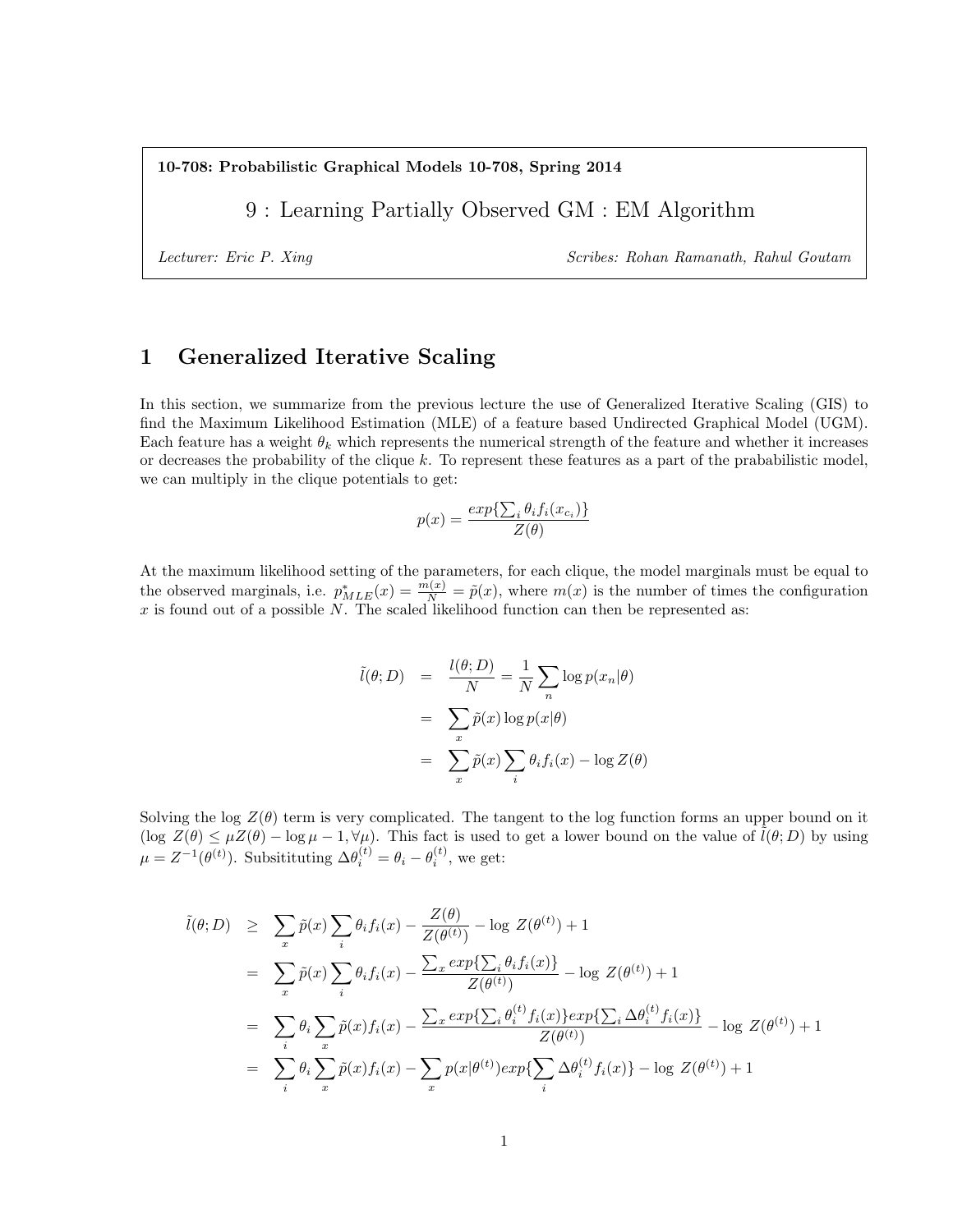**10-708: Probabilistic Graphical Models 10-708, Spring 2014**

# 9 : Learning Partially Observed GM : EM Algorithm

*Lecturer: Eric P. Xing* *Scribes: Rohan Ramanath, Rahul Goutam*

## 1 Generalized Iterative Scaling

In this section, we summarize from the previous lecture the use of Generalized Iterative Scaling (GIS) to find the Maximum Likelihood Estimation (MLE) of a feature based Undirected Graphical Model (UGM). Each feature has a weight $\theta_k$ which represents the numerical strength of the feature and whether it increases or decreases the probability of the clique $k$. To represent these features as a part of the prabablistic model, we can multiply in the clique potentials to get:

$$p(x) = \frac{exp\{\sum_i \theta_i f_i(x_{c_i})\}}{Z(\theta)}$$

At the maximum likelihood setting of the parameters, for each clique, the model marginals must be equal to the observed marginals, i.e. $p^*_{MLE}(x) = \frac{m(x)}{N} = \tilde{p}(x)$, where $m(x)$ is the number of times the configuration $x$ is found out of a possible $N$. The scaled likelihood function can then be represented as:

$$\begin{aligned}
\tilde{l}(\theta; D) &= \frac{l(\theta; D)}{N} = \frac{1}{N}\sum_n \log p(x_n|\theta) \\
&= \sum_x \tilde{p}(x) \log p(x|\theta) \\
&= \sum_x \tilde{p}(x) \sum_i \theta_i f_i(x) - \log Z(\theta)
\end{aligned}$$

Solving the log $Z(\theta)$ term is very complicated. The tangent to the log function forms an upper bound on it ($\log\ Z(\theta) \leq \mu Z(\theta) - \log \mu - 1, \forall \mu$). This fact is used to get a lower bound on the value of $\tilde{l}(\theta; D)$ by using $\mu = Z^{-1}(\theta^{(t)})$. Subsitituting $\Delta\theta_i^{(t)} = \theta_i - \theta_i^{(t)}$, we get:

$$\begin{aligned}
\tilde{l}(\theta; D) &\geq \sum_x \tilde{p}(x) \sum_i \theta_i f_i(x) - \frac{Z(\theta)}{Z(\theta^{(t)})} - \log\ Z(\theta^{(t)}) + 1 \\
&= \sum_x \tilde{p}(x) \sum_i \theta_i f_i(x) - \frac{\sum_x exp\{\sum_i \theta_i f_i(x)\}}{Z(\theta^{(t)})} - \log\ Z(\theta^{(t)}) + 1 \\
&= \sum_i \theta_i \sum_x \tilde{p}(x) f_i(x) - \frac{\sum_x exp\{\sum_i \theta_i^{(t)} f_i(x)\} exp\{\sum_i \Delta\theta_i^{(t)} f_i(x)\}}{Z(\theta^{(t)})} - \log\ Z(\theta^{(t)}) + 1 \\
&= \sum_i \theta_i \sum_x \tilde{p}(x) f_i(x) - \sum_x p(x|\theta^{(t)}) exp\{\sum_i \Delta\theta_i^{(t)} f_i(x)\} - \log\ Z(\theta^{(t)}) + 1
\end{aligned}$$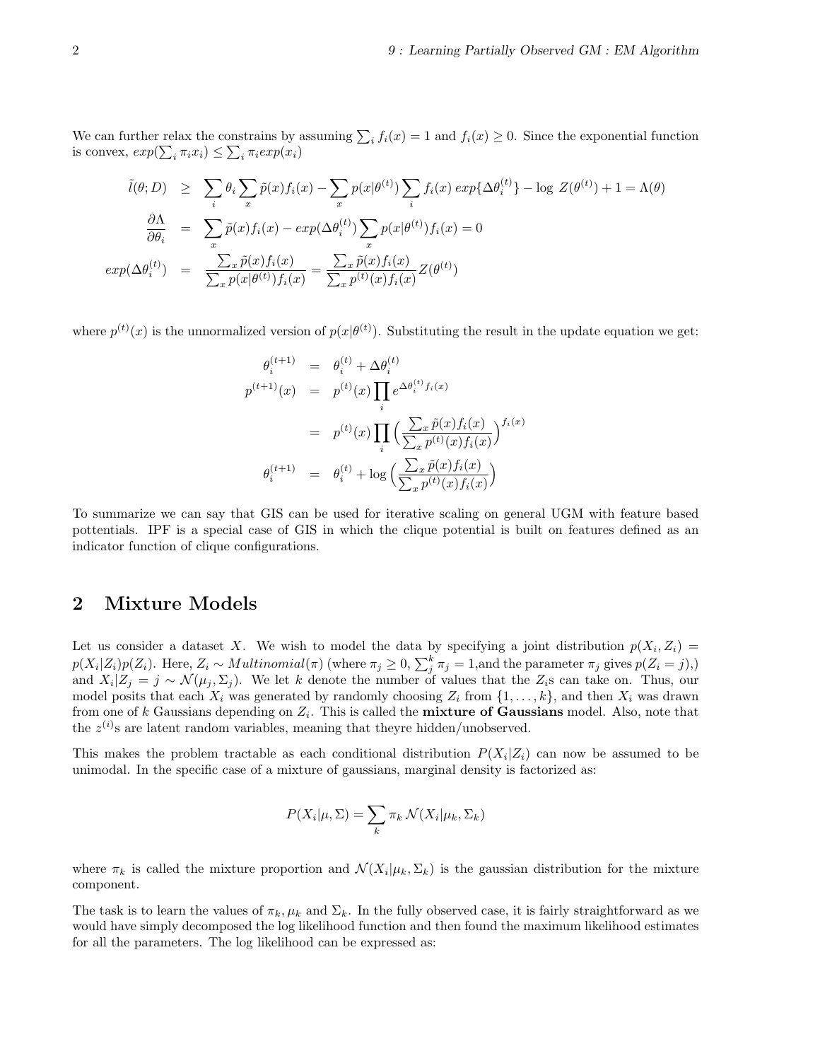We can further relax the constrains by assuming $\sum_i f_i(x) = 1$ and $f_i(x) \geq 0$. Since the exponential function is convex, $exp(\sum_i \pi_i x_i) \leq \sum_i \pi_i exp(x_i)$

$$
\begin{aligned}
\tilde{l}(\theta; D) &\geq \sum_i \theta_i \sum_x \tilde{p}(x) f_i(x) - \sum_x p(x|\theta^{(t)}) \sum_i f_i(x)\, exp\{\Delta\theta_i^{(t)}\} - \log\, Z(\theta^{(t)}) + 1 = \Lambda(\theta) \\
\frac{\partial \Lambda}{\partial \theta_i} &= \sum_x \tilde{p}(x) f_i(x) - exp(\Delta\theta_i^{(t)}) \sum_x p(x|\theta^{(t)}) f_i(x) = 0 \\
exp(\Delta\theta_i^{(t)}) &= \frac{\sum_x \tilde{p}(x) f_i(x)}{\sum_x p(x|\theta^{(t)}) f_i(x)} = \frac{\sum_x \tilde{p}(x) f_i(x)}{\sum_x p^{(t)}(x) f_i(x)} Z(\theta^{(t)})
\end{aligned}
$$

where $p^{(t)}(x)$ is the unnormalized version of $p(x|\theta^{(t)})$. Substituting the result in the update equation we get:

$$
\begin{aligned}
\theta_i^{(t+1)} &= \theta_i^{(t)} + \Delta\theta_i^{(t)} \\
p^{(t+1)}(x) &= p^{(t)}(x) \prod_i e^{\Delta\theta_i^{(t)} f_i(x)} \\
&= p^{(t)}(x) \prod_i \Big( \frac{\sum_x \tilde{p}(x) f_i(x)}{\sum_x p^{(t)}(x) f_i(x)} \Big)^{f_i(x)} \\
\theta_i^{(t+1)} &= \theta_i^{(t)} + \log \Big( \frac{\sum_x \tilde{p}(x) f_i(x)}{\sum_x p^{(t)}(x) f_i(x)} \Big)
\end{aligned}
$$

To summarize we can say that GIS can be used for iterative scaling on general UGM with feature based pottentials. IPF is a special case of GIS in which the clique potential is built on features defined as an indicator function of clique configurations.

## 2 Mixture Models

Let us consider a dataset $X$. We wish to model the data by specifying a joint distribution $p(X_i, Z_i) = p(X_i|Z_i)p(Z_i)$. Here, $Z_i \sim Multinomial(\pi)$ (where $\pi_j \geq 0$, $\sum_j^k \pi_j = 1$,and the parameter $\pi_j$ gives $p(Z_i = j)$,) and $X_i|Z_j = j \sim \mathcal{N}(\mu_j, \Sigma_j)$. We let $k$ denote the number of values that the $Z_i$s can take on. Thus, our model posits that each $X_i$ was generated by randomly choosing $Z_i$ from $\{1, \ldots, k\}$, and then $X_i$ was drawn from one of $k$ Gaussians depending on $Z_i$. This is called the **mixture of Gaussians** model. Also, note that the $z^{(i)}$s are latent random variables, meaning that theyre hidden/unobserved.

This makes the problem tractable as each conditional distribution $P(X_i|Z_i)$ can now be assumed to be unimodal. In the specific case of a mixture of gaussians, marginal density is factorized as:

$$
P(X_i|\mu, \Sigma) = \sum_k \pi_k\, \mathcal{N}(X_i|\mu_k, \Sigma_k)
$$

where $\pi_k$ is called the mixture proportion and $\mathcal{N}(X_i|\mu_k, \Sigma_k)$ is the gaussian distribution for the mixture component.

The task is to learn the values of $\pi_k, \mu_k$ and $\Sigma_k$. In the fully observed case, it is fairly straightforward as we would have simply decomposed the log likelihood function and then found the maximum likelihood estimates for all the parameters. The log likelihood can be expressed as: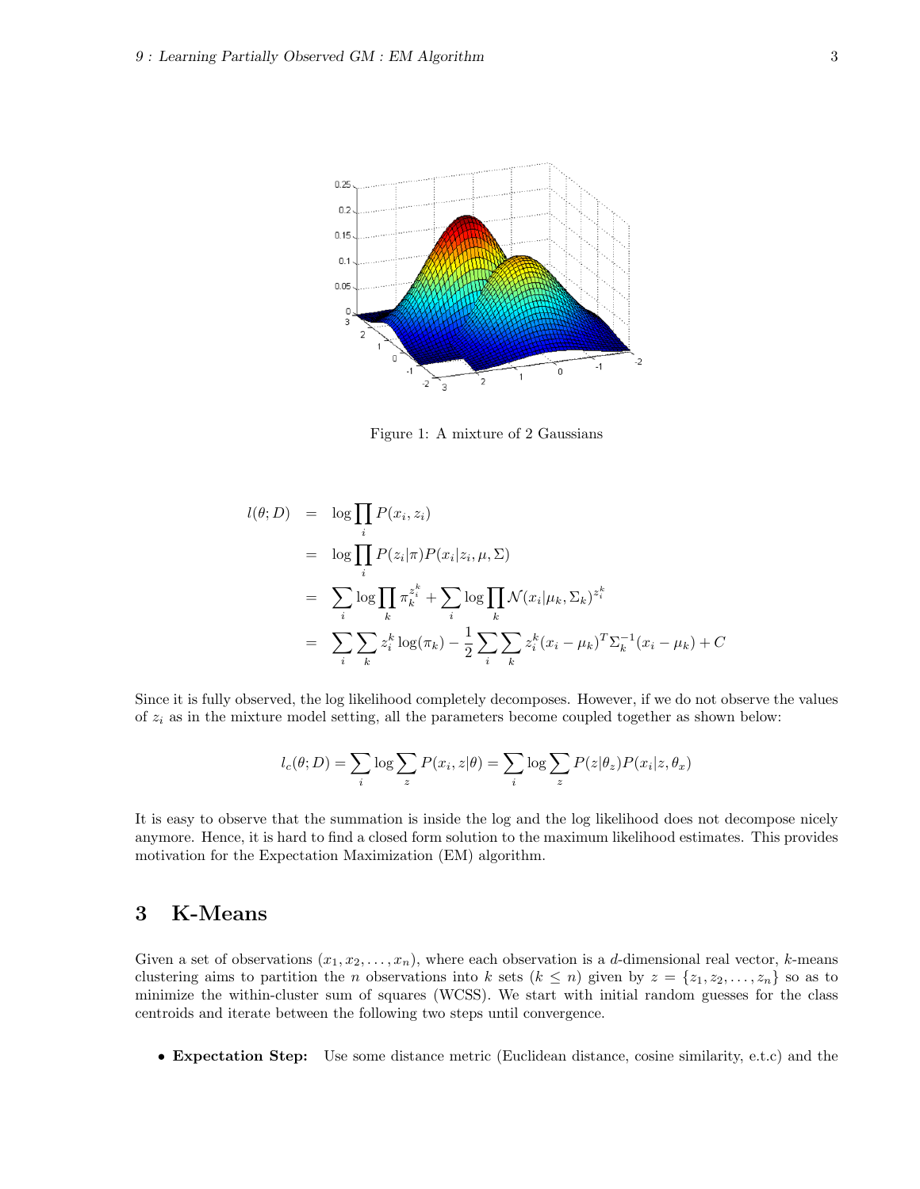Figure 1: A mixture of 2 Gaussians

$$
\begin{aligned}
l(\theta; D) &= \log \prod_i P(x_i, z_i) \\
&= \log \prod_i P(z_i|\pi) P(x_i|z_i, \mu, \Sigma) \\
&= \sum_i \log \prod_k \pi_k^{z_i^k} + \sum_i \log \prod_k \mathcal{N}(x_i|\mu_k, \Sigma_k)^{z_i^k} \\
&= \sum_i \sum_k z_i^k \log(\pi_k) - \frac{1}{2} \sum_i \sum_k z_i^k (x_i - \mu_k)^T \Sigma_k^{-1} (x_i - \mu_k) + C
\end{aligned}
$$

Since it is fully observed, the log likelihood completely decomposes. However, if we do not observe the values of $z_i$ as in the mixture model setting, all the parameters become coupled together as shown below:

$$
l_c(\theta; D) = \sum_i \log \sum_z P(x_i, z|\theta) = \sum_i \log \sum_z P(z|\theta_z) P(x_i|z, \theta_x)
$$

It is easy to observe that the summation is inside the log and the log likelihood does not decompose nicely anymore. Hence, it is hard to find a closed form solution to the maximum likelihood estimates. This provides motivation for the Expectation Maximization (EM) algorithm.

# 3 K-Means

Given a set of observations $(x_1, x_2, \ldots, x_n)$, where each observation is a $d$-dimensional real vector, $k$-means clustering aims to partition the $n$ observations into $k$ sets ($k \leq n$) given by $z = \{z_1, z_2, \ldots, z_n\}$ so as to minimize the within-cluster sum of squares (WCSS). We start with initial random guesses for the class centroids and iterate between the following two steps until convergence.

- **Expectation Step:** Use some distance metric (Euclidean distance, cosine similarity, e.t.c) and the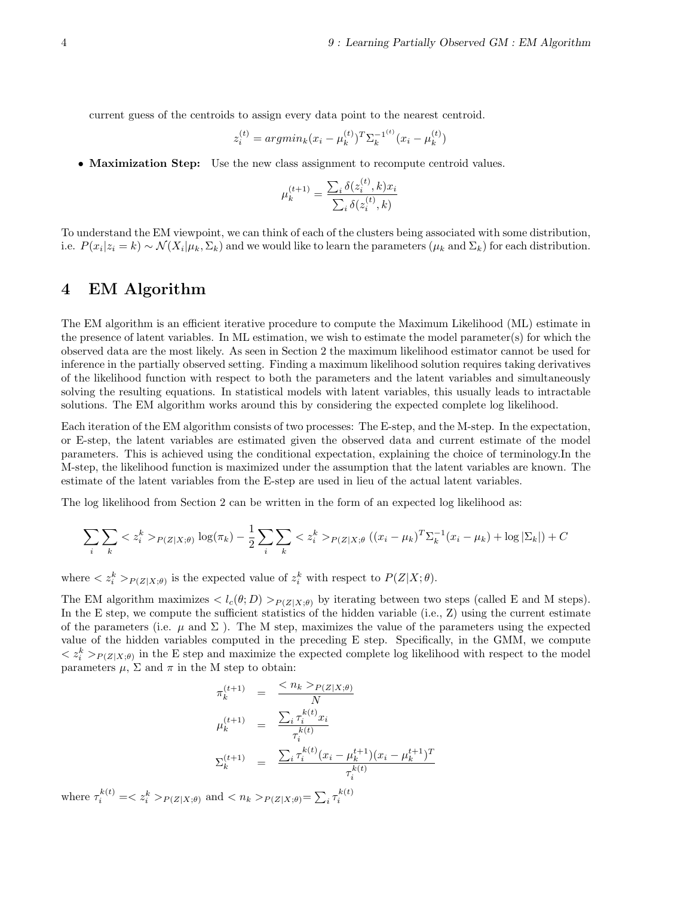current guess of the centroids to assign every data point to the nearest centroid.

$$z_i^{(t)} = argmin_k (x_i - \mu_k^{(t)})^T \Sigma_k^{-1^{(t)}} (x_i - \mu_k^{(t)})$$

- **Maximization Step:** Use the new class assignment to recompute centroid values.

$$\mu_k^{(t+1)} = \frac{\sum_i \delta(z_i^{(t)}, k) x_i}{\sum_i \delta(z_i^{(t)}, k)}$$

To understand the EM viewpoint, we can think of each of the clusters being associated with some distribution, i.e. $P(x_i|z_i = k) \sim \mathcal{N}(X_i|\mu_k, \Sigma_k)$ and we would like to learn the parameters ($\mu_k$ and $\Sigma_k$) for each distribution.

# 4 EM Algorithm

The EM algorithm is an efficient iterative procedure to compute the Maximum Likelihood (ML) estimate in the presence of latent variables. In ML estimation, we wish to estimate the model parameter(s) for which the observed data are the most likely. As seen in Section 2 the maximum likelihood estimator cannot be used for inference in the partially observed setting. Finding a maximum likelihood solution requires taking derivatives of the likelihood function with respect to both the parameters and the latent variables and simultaneously solving the resulting equations. In statistical models with latent variables, this usually leads to intractable solutions. The EM algorithm works around this by considering the expected complete log likelihood.

Each iteration of the EM algorithm consists of two processes: The E-step, and the M-step. In the expectation, or E-step, the latent variables are estimated given the observed data and current estimate of the model parameters. This is achieved using the conditional expectation, explaining the choice of terminology.In the M-step, the likelihood function is maximized under the assumption that the latent variables are known. The estimate of the latent variables from the E-step are used in lieu of the actual latent variables.

The log likelihood from Section 2 can be written in the form of an expected log likelihood as:

$$\sum_i \sum_k < z_i^k >_{P(Z|X;\theta)} \log(\pi_k) - \frac{1}{2} \sum_i \sum_k < z_i^k >_{P(Z|X;\theta} ((x_i - \mu_k)^T \Sigma_k^{-1} (x_i - \mu_k) + \log |\Sigma_k|) + C$$

where $< z_i^k >_{P(Z|X;\theta)}$ is the expected value of $z_i^k$ with respect to $P(Z|X;\theta)$.

The EM algorithm maximizes $< l_c(\theta; D) >_{P(Z|X;\theta)}$ by iterating between two steps (called E and M steps). In the E step, we compute the sufficient statistics of the hidden variable (i.e., Z) using the current estimate of the parameters (i.e. $\mu$ and $\Sigma$ ). The M step, maximizes the value of the parameters using the expected value of the hidden variables computed in the preceding E step. Specifically, in the GMM, we compute $< z_i^k >_{P(Z|X;\theta)}$ in the E step and maximize the expected complete log likelihood with respect to the model parameters $\mu$, $\Sigma$ and $\pi$ in the M step to obtain:

$$\begin{aligned}
\pi_k^{(t+1)} &= \frac{< n_k >_{P(Z|X;\theta)}}{N} \\
\mu_k^{(t+1)} &= \frac{\sum_i \tau_i^{k(t)} x_i}{\tau_i^{k(t)}} \\
\Sigma_k^{(t+1)} &= \frac{\sum_i \tau_i^{k(t)} (x_i - \mu_k^{t+1})(x_i - \mu_k^{t+1})^T}{\tau_i^{k(t)}}
\end{aligned}$$

where $\tau_i^{k(t)} =< z_i^k >_{P(Z|X;\theta)}$ and $< n_k >_{P(Z|X;\theta)} = \sum_i \tau_i^{k(t)}$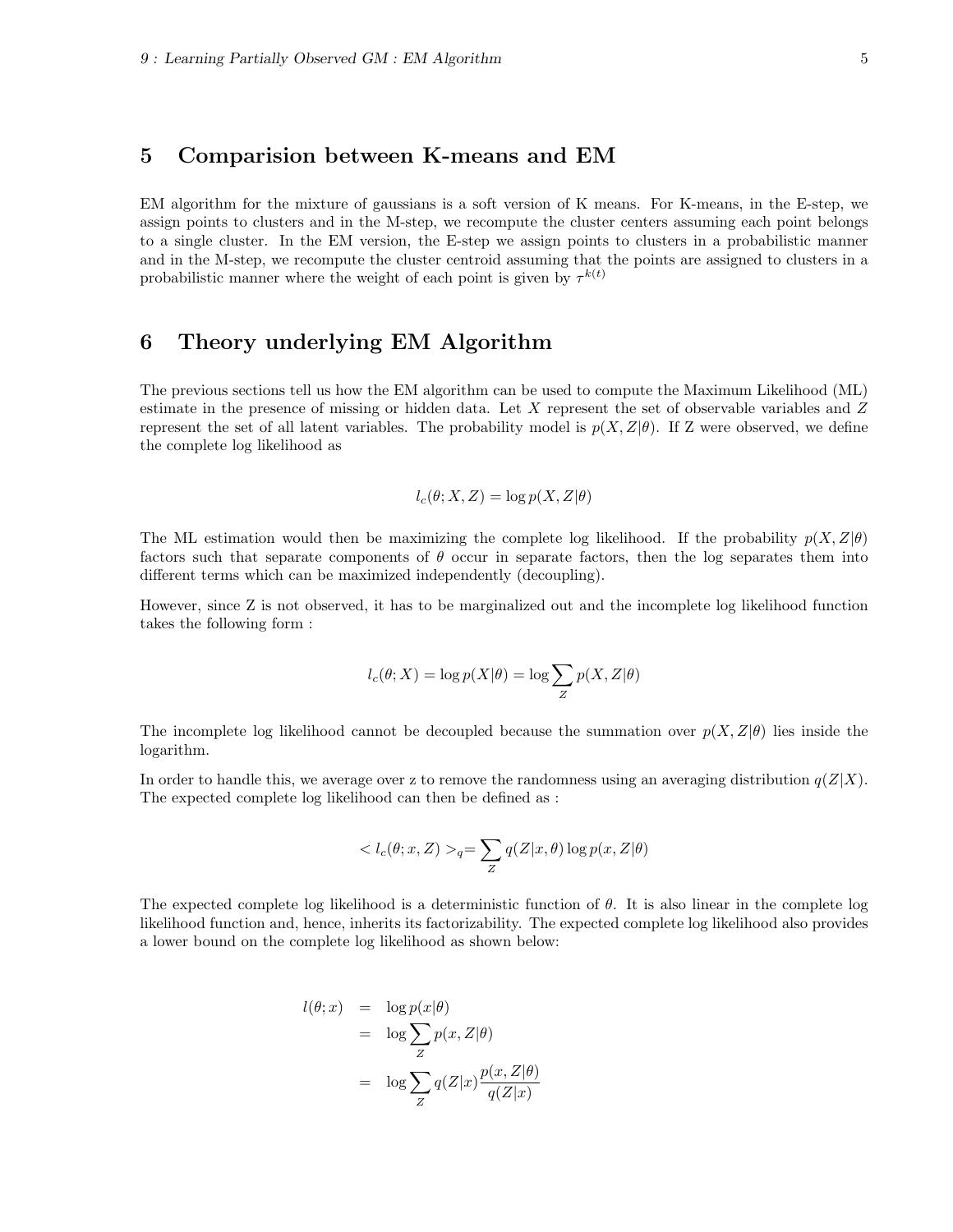## 5 Comparision between K-means and EM

EM algorithm for the mixture of gaussians is a soft version of K means. For K-means, in the E-step, we assign points to clusters and in the M-step, we recompute the cluster centers assuming each point belongs to a single cluster. In the EM version, the E-step we assign points to clusters in a probabilistic manner and in the M-step, we recompute the cluster centroid assuming that the points are assigned to clusters in a probabilistic manner where the weight of each point is given by $\tau^{k(t)}$

## 6 Theory underlying EM Algorithm

The previous sections tell us how the EM algorithm can be used to compute the Maximum Likelihood (ML) estimate in the presence of missing or hidden data. Let $X$ represent the set of observable variables and $Z$ represent the set of all latent variables. The probability model is $p(X, Z|\theta)$. If Z were observed, we define the complete log likelihood as

$$l_c(\theta; X, Z) = \log p(X, Z|\theta)$$

The ML estimation would then be maximizing the complete log likelihood. If the probability $p(X, Z|\theta)$ factors such that separate components of $\theta$ occur in separate factors, then the log separates them into different terms which can be maximized independently (decoupling).

However, since Z is not observed, it has to be marginalized out and the incomplete log likelihood function takes the following form :

$$l_c(\theta; X) = \log p(X|\theta) = \log \sum_{Z} p(X, Z|\theta)$$

The incomplete log likelihood cannot be decoupled because the summation over $p(X, Z|\theta)$ lies inside the logarithm.

In order to handle this, we average over z to remove the randomness using an averaging distribution $q(Z|X)$. The expected complete log likelihood can then be defined as :

$$< l_c(\theta; x, Z) >_q = \sum_{Z} q(Z|x, \theta) \log p(x, Z|\theta)$$

The expected complete log likelihood is a deterministic function of $\theta$. It is also linear in the complete log likelihood function and, hence, inherits its factorizability. The expected complete log likelihood also provides a lower bound on the complete log likelihood as shown below:

$$\begin{aligned}
l(\theta; x) &= \log p(x|\theta) \\
&= \log \sum_{Z} p(x, Z|\theta) \\
&= \log \sum_{Z} q(Z|x) \frac{p(x, Z|\theta)}{q(Z|x)}
\end{aligned}$$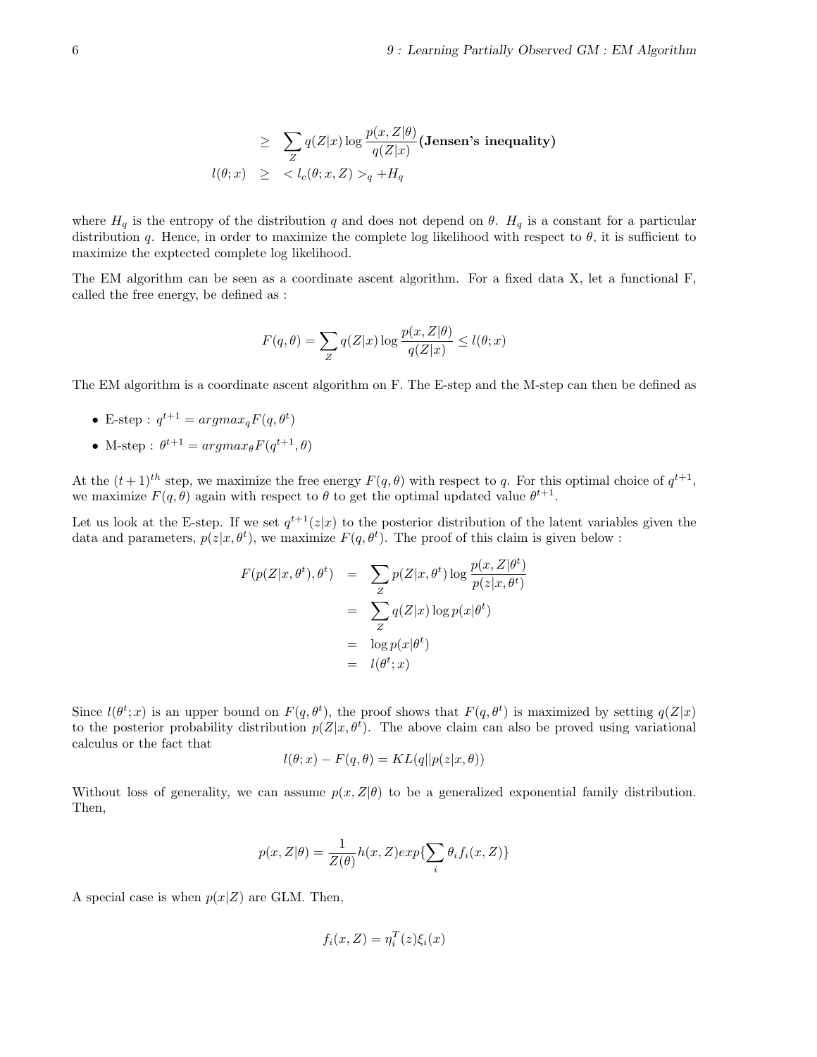$$
\begin{aligned}
&\geq \sum_Z q(Z|x) \log \frac{p(x, Z|\theta)}{q(Z|x)} \textbf{(Jensen's inequality)} \\
l(\theta; x) &\geq \ < l_c(\theta; x, Z) >_q + H_q
\end{aligned}
$$

where $H_q$ is the entropy of the distribution $q$ and does not depend on $\theta$. $H_q$ is a constant for a particular distribution $q$. Hence, in order to maximize the complete log likelihood with respect to $\theta$, it is sufficient to maximize the exptected complete log likelihood.

The EM algorithm can be seen as a coordinate ascent algorithm. For a fixed data X, let a functional F, called the free energy, be defined as :

$$
F(q, \theta) = \sum_Z q(Z|x) \log \frac{p(x, Z|\theta)}{q(Z|x)} \leq l(\theta; x)
$$

The EM algorithm is a coordinate ascent algorithm on F. The E-step and the M-step can then be defined as

- E-step : $q^{t+1} = argmax_q F(q, \theta^t)$
- M-step : $\theta^{t+1} = argmax_\theta F(q^{t+1}, \theta)$

At the $(t+1)^{th}$ step, we maximize the free energy $F(q, \theta)$ with respect to $q$. For this optimal choice of $q^{t+1}$, we maximize $F(q, \theta)$ again with respect to $\theta$ to get the optimal updated value $\theta^{t+1}$.

Let us look at the E-step. If we set $q^{t+1}(z|x)$ to the posterior distribution of the latent variables given the data and parameters, $p(z|x, \theta^t)$, we maximize $F(q, \theta^t)$. The proof of this claim is given below :

$$
\begin{aligned}
F(p(Z|x, \theta^t), \theta^t) &= \sum_Z p(Z|x, \theta^t) \log \frac{p(x, Z|\theta^t)}{p(z|x, \theta^t)} \\
&= \sum_Z q(Z|x) \log p(x|\theta^t) \\
&= \log p(x|\theta^t) \\
&= l(\theta^t; x)
\end{aligned}
$$

Since $l(\theta^t; x)$ is an upper bound on $F(q, \theta^t)$, the proof shows that $F(q, \theta^t)$ is maximized by setting $q(Z|x)$ to the posterior probability distribution $p(Z|x, \theta^t)$. The above claim can also be proved using variational calculus or the fact that

$$
l(\theta; x) - F(q, \theta) = KL(q||p(z|x, \theta))
$$

Without loss of generality, we can assume $p(x, Z|\theta)$ to be a generalized exponential family distribution. Then,

$$
p(x, Z|\theta) = \frac{1}{Z(\theta)} h(x, Z) exp\{\sum_i \theta_i f_i(x, Z)\}
$$

A special case is when $p(x|Z)$ are GLM. Then,

$$
f_i(x, Z) = \eta_i^T(z) \xi_i(x)
$$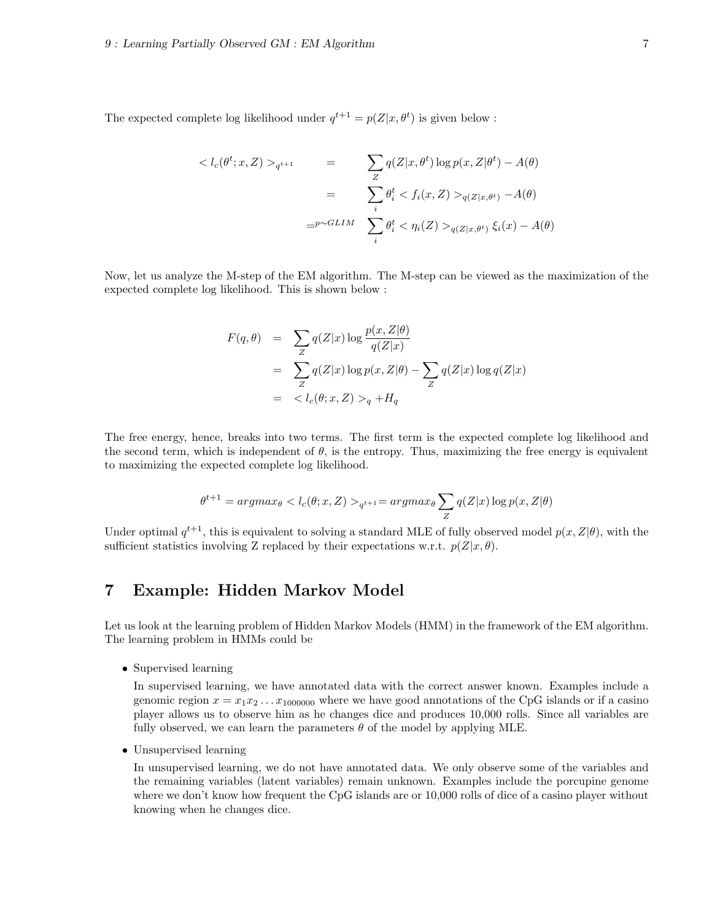The expected complete log likelihood under $q^{t+1} = p(Z|x, \theta^t)$ is given below :

$$
\begin{aligned}
< l_c(\theta^t; x, Z) >_{q^{t+1}} \quad &= \quad \sum_Z q(Z|x, \theta^t) \log p(x, Z|\theta^t) - A(\theta) \\
&= \quad \sum_i \theta_i^t < f_i(x, Z) >_{q(Z|x,\theta^t)} - A(\theta) \\
&=^{p \sim GLIM} \quad \sum_i \theta_i^t < \eta_i(Z) >_{q(Z|x,\theta^t)} \xi_i(x) - A(\theta)
\end{aligned}
$$

Now, let us analyze the M-step of the EM algorithm. The M-step can be viewed as the maximization of the expected complete log likelihood. This is shown below :

$$
\begin{aligned}
F(q, \theta) &= \sum_Z q(Z|x) \log \frac{p(x, Z|\theta)}{q(Z|x)} \\
&= \sum_Z q(Z|x) \log p(x, Z|\theta) - \sum_Z q(Z|x) \log q(Z|x) \\
&= < l_c(\theta; x, Z) >_q + H_q
\end{aligned}
$$

The free energy, hence, breaks into two terms. The first term is the expected complete log likelihood and the second term, which is independent of $\theta$, is the entropy. Thus, maximizing the free energy is equivalent to maximizing the expected complete log likelihood.

$$
\theta^{t+1} = argmax_\theta < l_c(\theta; x, Z) >_{q^{t+1}} = argmax_\theta \sum_Z q(Z|x) \log p(x, Z|\theta)
$$

Under optimal $q^{t+1}$, this is equivalent to solving a standard MLE of fully observed model $p(x, Z|\theta)$, with the sufficient statistics involving Z replaced by their expectations w.r.t. $p(Z|x, \theta)$.

# 7 Example: Hidden Markov Model

Let us look at the learning problem of Hidden Markov Models (HMM) in the framework of the EM algorithm. The learning problem in HMMs could be

- Supervised learning

  In supervised learning, we have annotated data with the correct answer known. Examples include a genomic region $x = x_1 x_2 \ldots x_{1000000}$ where we have good annotations of the CpG islands or if a casino player allows us to observe him as he changes dice and produces 10,000 rolls. Since all variables are fully observed, we can learn the parameters $\theta$ of the model by applying MLE.

- Unsupervised learning

  In unsupervised learning, we do not have annotated data. We only observe some of the variables and the remaining variables (latent variables) remain unknown. Examples include the porcupine genome where we don't know how frequent the CpG islands are or 10,000 rolls of dice of a casino player without knowing when he changes dice.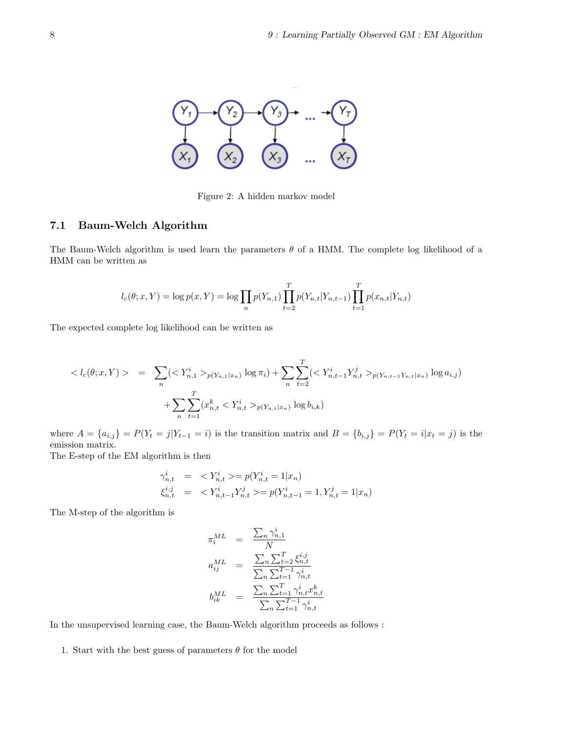Figure 2: A hidden markov model

### 7.1 Baum-Welch Algorithm

The Baum-Welch algorithm is used learn the parameters $\theta$ of a HMM. The complete log likelihood of a HMM can be written as

$$l_c(\theta; x, Y) = \log p(x, Y) = \log \prod_n p(Y_{n,1}) \prod_{t=2}^{T} p(Y_{n,t}|Y_{n,t-1}) \prod_{t=1}^{T} p(x_{n,t}|Y_{n,t})$$

The expected complete log likelihood can be written as

$$\begin{aligned} < l_c(\theta; x, Y) > &= \sum_n (< Y_{n,1}^i >_{p(Y_{n,1}|x_n)} \log \pi_i) + \sum_n \sum_{t=2}^{T} (< Y_{n,t-1}^i Y_{n,t}^j >_{p(Y_{n,t-1}Y_{n,t}|x_n)} \log a_{i,j}) \\ &+ \sum_n \sum_{t=1}^{T} (x_{n,t}^k < Y_{n,t}^i >_{p(Y_{n,t}|x_n)} \log b_{i,k}) \end{aligned}$$

where $A = \{a_{i,j}\} = P(Y_t = j|Y_{t-1} = i)$ is the transition matrix and $B = \{b_{i,j}\} = P(Y_t = i|x_t = j)$ is the emission matrix.
The E-step of the EM algorithm is then

$$\begin{aligned} \gamma_{n,t}^i &= < Y_{n,t}^i >= p(Y_{n,t}^i = 1|x_n) \\ \xi_{n,t}^{i,j} &= < Y_{n,t-1}^i Y_{n,t}^j >= p(Y_{n,t-1}^i = 1, Y_{n,t}^j = 1|x_n) \end{aligned}$$

The M-step of the algorithm is

$$\begin{aligned} \pi_i^{ML} &= \frac{\sum_n \gamma_{n,1}^i}{N} \\ a_{ij}^{ML} &= \frac{\sum_n \sum_{t=2}^{T} \xi_{n,t}^{i,j}}{\sum_n \sum_{t=1}^{T-1} \gamma_{n,t}^i} \\ b_{ik}^{ML} &= \frac{\sum_n \sum_{t=1}^{T} \gamma_{n,t}^i x_{n,t}^k}{\sum_n \sum_{t=1}^{T-1} \gamma_{n,t}^i} \end{aligned}$$

In the unsupervised learning case, the Baum-Welch algorithm proceeds as follows :

1. Start with the best guess of parameters $\theta$ for the model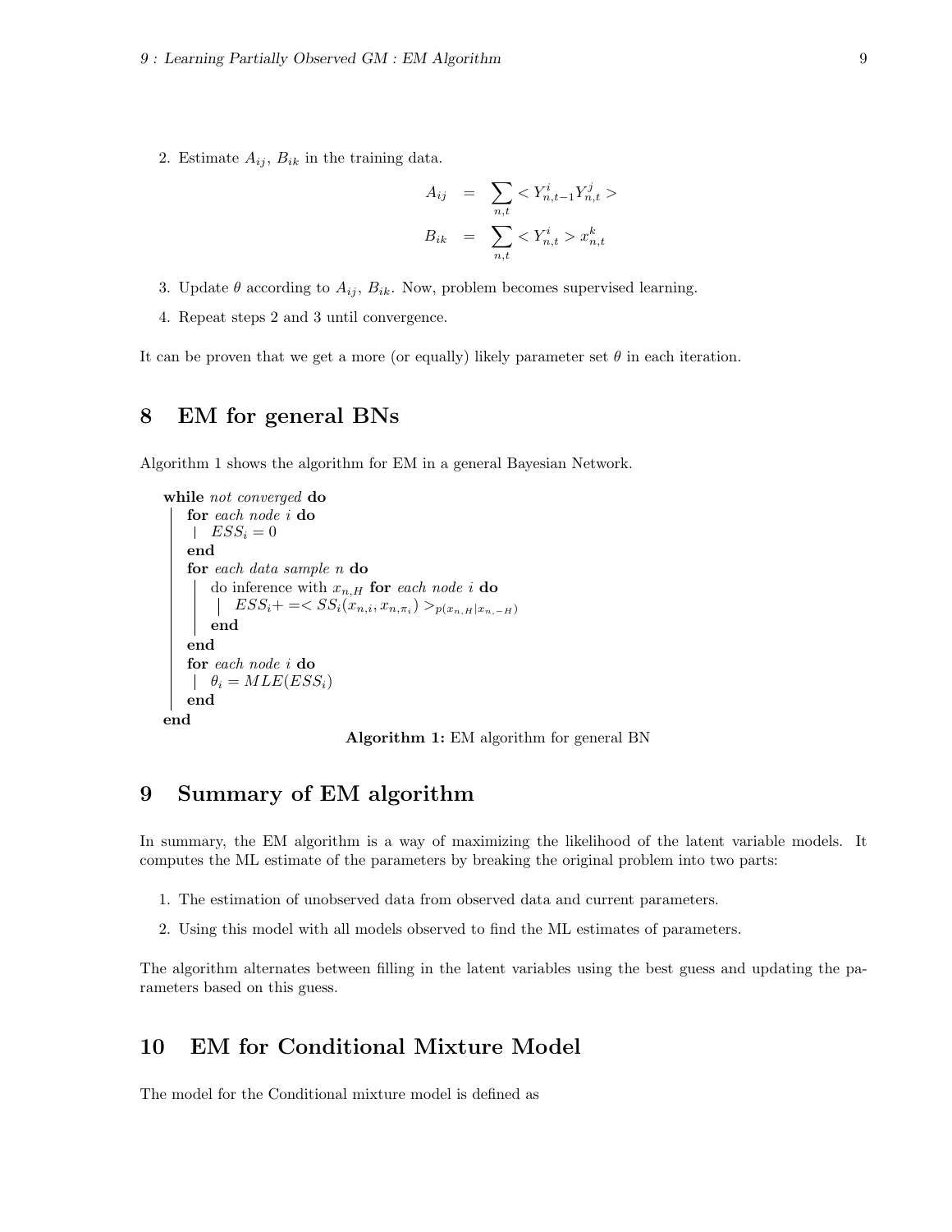2. Estimate $A_{ij}$, $B_{ik}$ in the training data.

$$
\begin{aligned}
A_{ij} &= \sum_{n,t} < Y^i_{n,t-1} Y^j_{n,t} > \\
B_{ik} &= \sum_{n,t} < Y^i_{n,t} > x^k_{n,t}
\end{aligned}
$$

3. Update $\theta$ according to $A_{ij}$, $B_{ik}$. Now, problem becomes supervised learning.

4. Repeat steps 2 and 3 until convergence.

It can be proven that we get a more (or equally) likely parameter set $\theta$ in each iteration.

# 8 EM for general BNs

Algorithm 1 shows the algorithm for EM in a general Bayesian Network.

```
while not converged do
    for each node i do
        ESS_i = 0
    end
    for each data sample n do
        do inference with x_{n,H} for each node i do
            ESS_i += < SS_i(x_{n,i}, x_{n,π_i}) >_{p(x_{n,H} | x_{n,-H})}
        end
    end
    for each node i do
        θ_i = MLE(ESS_i)
    end
end
```

**Algorithm 1:** EM algorithm for general BN

# 9 Summary of EM algorithm

In summary, the EM algorithm is a way of maximizing the likelihood of the latent variable models. It computes the ML estimate of the parameters by breaking the original problem into two parts:

1. The estimation of unobserved data from observed data and current parameters.
2. Using this model with all models observed to find the ML estimates of parameters.

The algorithm alternates between filling in the latent variables using the best guess and updating the parameters based on this guess.

# 10 EM for Conditional Mixture Model

The model for the Conditional mixture model is defined as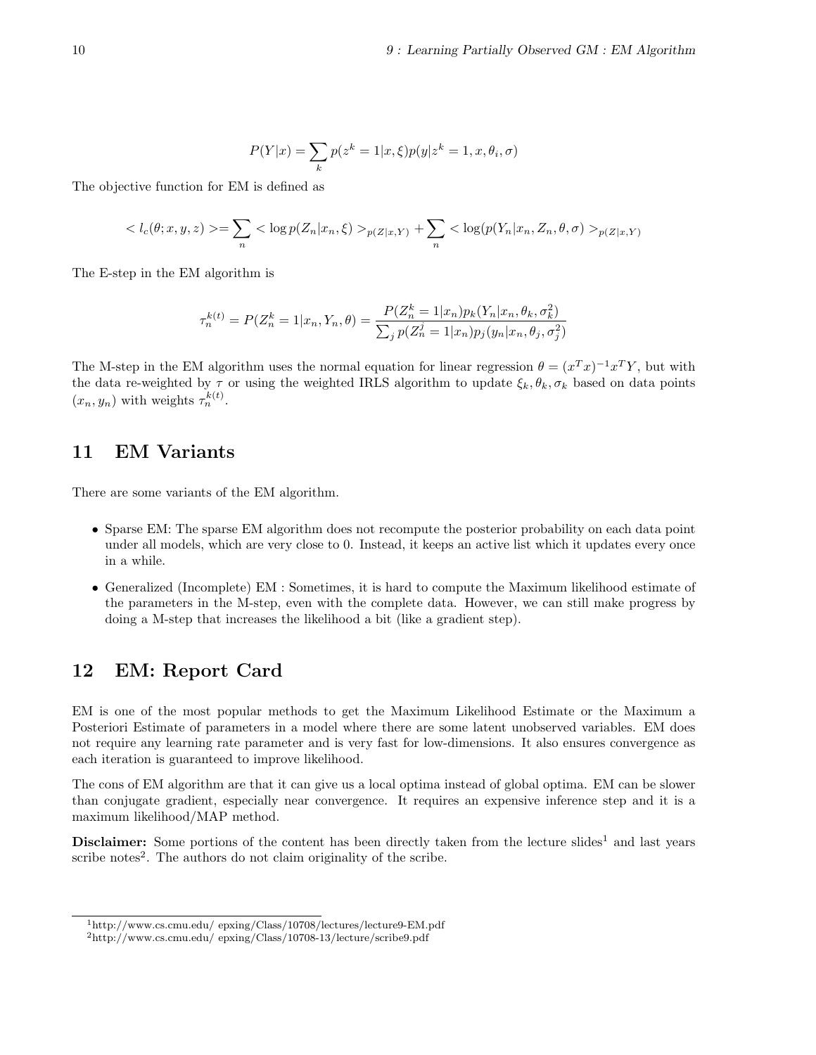$$P(Y|x) = \sum_k p(z^k = 1|x, \xi) p(y|z^k = 1, x, \theta_i, \sigma)$$

The objective function for EM is defined as

$$< l_c(\theta; x, y, z) >= \sum_n < \log p(Z_n|x_n, \xi) >_{p(Z|x,Y)} + \sum_n < \log(p(Y_n|x_n, Z_n, \theta, \sigma) >_{p(Z|x,Y)}$$

The E-step in the EM algorithm is

$$\tau_n^{k(t)} = P(Z_n^k = 1|x_n, Y_n, \theta) = \frac{P(Z_n^k = 1|x_n) p_k(Y_n|x_n, \theta_k, \sigma_k^2)}{\sum_j p(Z_n^j = 1|x_n) p_j(y_n|x_n, \theta_j, \sigma_j^2)}$$

The M-step in the EM algorithm uses the normal equation for linear regression $\theta = (x^T x)^{-1} x^T Y$, but with the data re-weighted by $\tau$ or using the weighted IRLS algorithm to update $\xi_k, \theta_k, \sigma_k$ based on data points $(x_n, y_n)$ with weights $\tau_n^{k(t)}$.

## 11 EM Variants

There are some variants of the EM algorithm.

- Sparse EM: The sparse EM algorithm does not recompute the posterior probability on each data point under all models, which are very close to 0. Instead, it keeps an active list which it updates every once in a while.
- Generalized (Incomplete) EM : Sometimes, it is hard to compute the Maximum likelihood estimate of the parameters in the M-step, even with the complete data. However, we can still make progress by doing a M-step that increases the likelihood a bit (like a gradient step).

## 12 EM: Report Card

EM is one of the most popular methods to get the Maximum Likelihood Estimate or the Maximum a Posteriori Estimate of parameters in a model where there are some latent unobserved variables. EM does not require any learning rate parameter and is very fast for low-dimensions. It also ensures convergence as each iteration is guaranteed to improve likelihood.

The cons of EM algorithm are that it can give us a local optima instead of global optima. EM can be slower than conjugate gradient, especially near convergence. It requires an expensive inference step and it is a maximum likelihood/MAP method.

**Disclaimer:** Some portions of the content has been directly taken from the lecture slides[1] and last years scribe notes[2]. The authors do not claim originality of the scribe.

[1]http://www.cs.cmu.edu/ epxing/Class/10708/lectures/lecture9-EM.pdf

[2]http://www.cs.cmu.edu/ epxing/Class/10708-13/lecture/scribe9.pdf